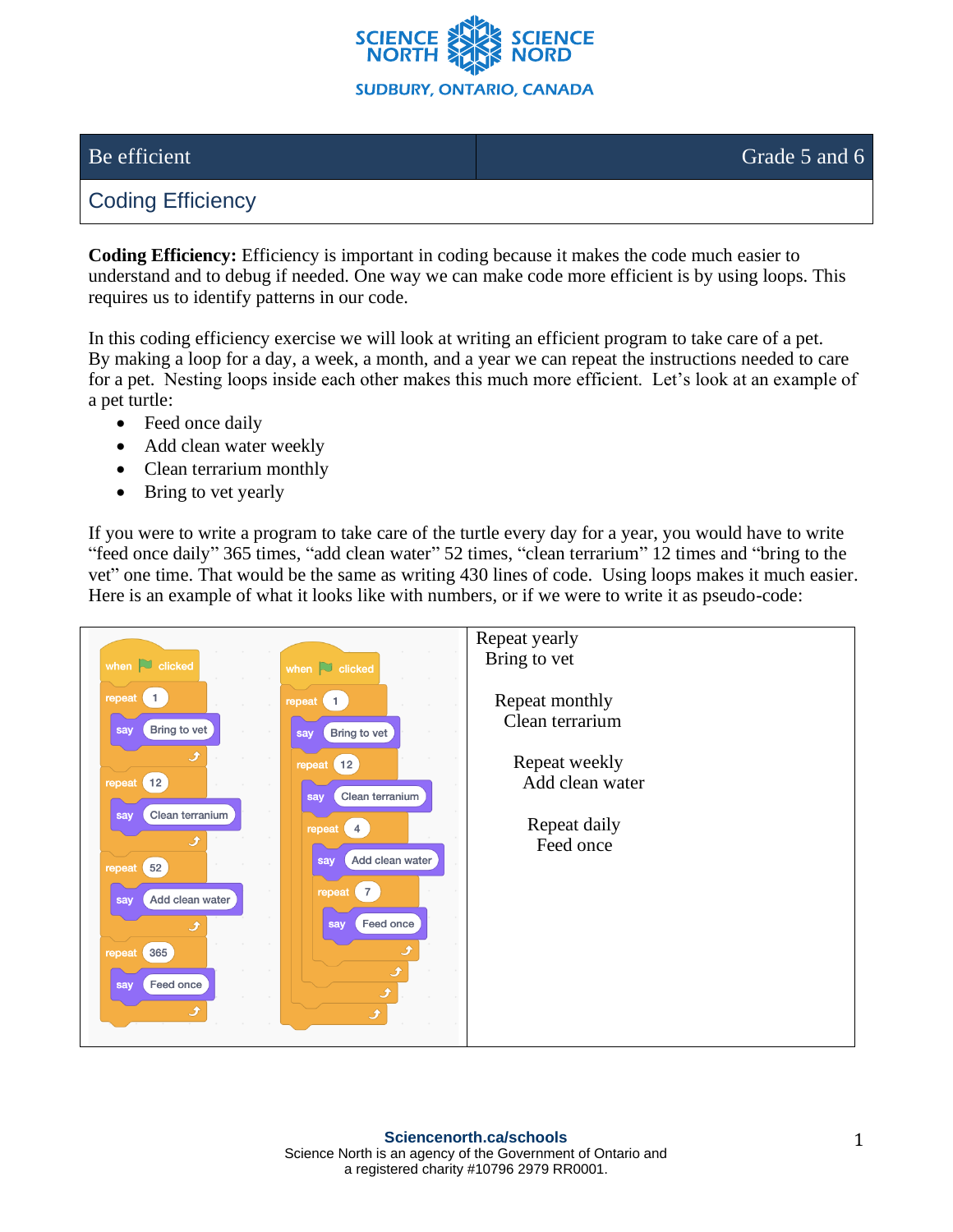SCIENCE NORTH | SCIENCE NORD
SUDBURY, ONTARIO, CANADA

| Be efficient | Grade 5 and 6 |
|---|---|
| Coding Efficiency | |

**Coding Efficiency:** Efficiency is important in coding because it makes the code much easier to understand and to debug if needed. One way we can make code more efficient is by using loops. This requires us to identify patterns in our code.

In this coding efficiency exercise we will look at writing an efficient program to take care of a pet. By making a loop for a day, a week, a month, and a year we can repeat the instructions needed to care for a pet. Nesting loops inside each other makes this much more efficient. Let's look at an example of a pet turtle:

- Feed once daily
- Add clean water weekly
- Clean terrarium monthly
- Bring to vet yearly

If you were to write a program to take care of the turtle every day for a year, you would have to write "feed once daily" 365 times, "add clean water" 52 times, "clean terrarium" 12 times and "bring to the vet" one time. That would be the same as writing 430 lines of code. Using loops makes it much easier. Here is an example of what it looks like with numbers, or if we were to write it as pseudo-code:

```
when flag clicked
repeat 1
  say Bring to vet
repeat 12
  say Clean terranium
repeat 52
  say Add clean water
repeat 365
  say Feed once
```

```
when flag clicked
repeat 1
  say Bring to vet
  repeat 12
    say Clean terranium
    repeat 4
      say Add clean water
      repeat 7
        say Feed once
```

```
Repeat yearly
 Bring to vet

  Repeat monthly
   Clean terrarium

    Repeat weekly
     Add clean water

      Repeat daily
       Feed once
```

**Sciencenorth.ca/schools**
Science North is an agency of the Government of Ontario and a registered charity #10796 2979 RR0001.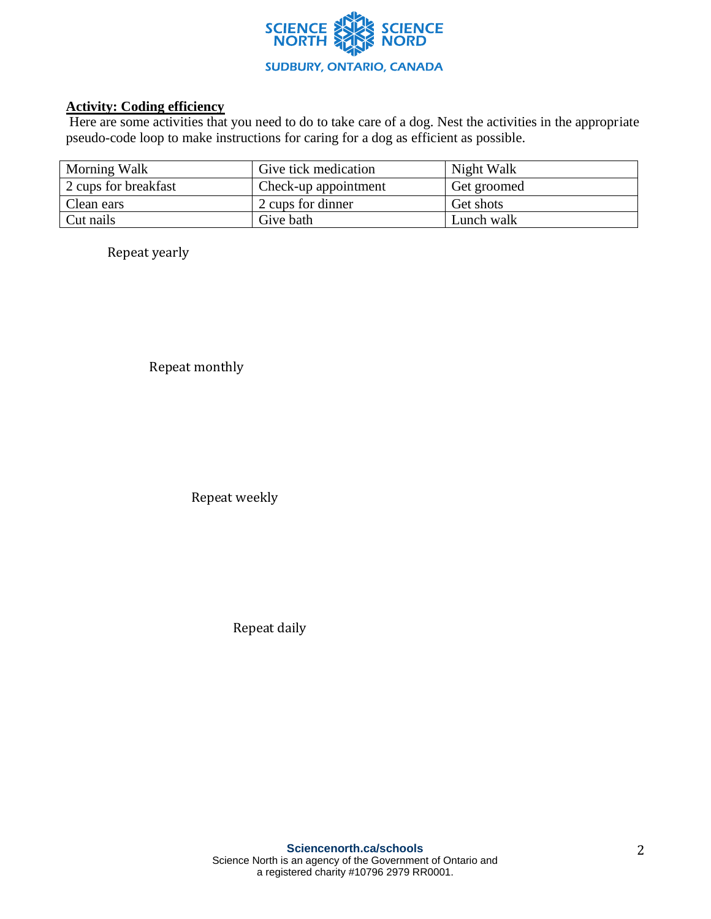**Activity: Coding efficiency**

Here are some activities that you need to do to take care of a dog. Nest the activities in the appropriate pseudo-code loop to make instructions for caring for a dog as efficient as possible.

| | | |
|---|---|---|
| Morning Walk | Give tick medication | Night Walk |
| 2 cups for breakfast | Check-up appointment | Get groomed |
| Clean ears | 2 cups for dinner | Get shots |
| Cut nails | Give bath | Lunch walk |

Repeat yearly

Repeat monthly

Repeat weekly

Repeat daily